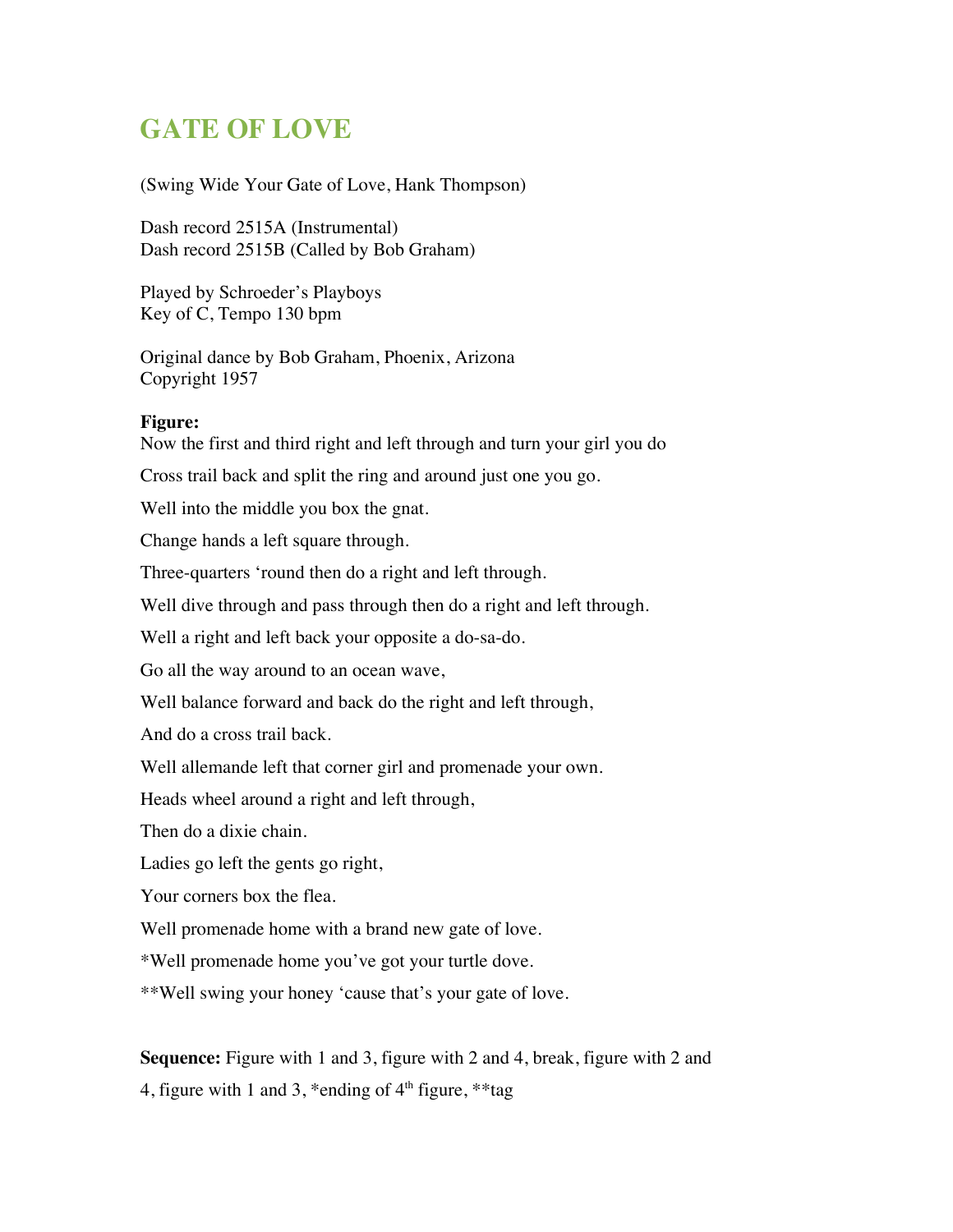# GATE OF LOVE

(Swing Wide Your Gate of Love, Hank Thompson)

Dash record 2515A (Instrumental)
Dash record 2515B (Called by Bob Graham)

Played by Schroeder's Playboys
Key of C, Tempo 130 bpm

Original dance by Bob Graham, Phoenix, Arizona
Copyright 1957

**Figure:**

Now the first and third right and left through and turn your girl you do

Cross trail back and split the ring and around just one you go.

Well into the middle you box the gnat.

Change hands a left square through.

Three-quarters 'round then do a right and left through.

Well dive through and pass through then do a right and left through.

Well a right and left back your opposite a do-sa-do.

Go all the way around to an ocean wave,

Well balance forward and back do the right and left through,

And do a cross trail back.

Well allemande left that corner girl and promenade your own.

Heads wheel around a right and left through,

Then do a dixie chain.

Ladies go left the gents go right,

Your corners box the flea.

Well promenade home with a brand new gate of love.

*Well promenade home you've got your turtle dove.

**Well swing your honey 'cause that's your gate of love.

**Sequence:** Figure with 1 and 3, figure with 2 and 4, break, figure with 2 and 4, figure with 1 and 3, *ending of 4th figure, **tag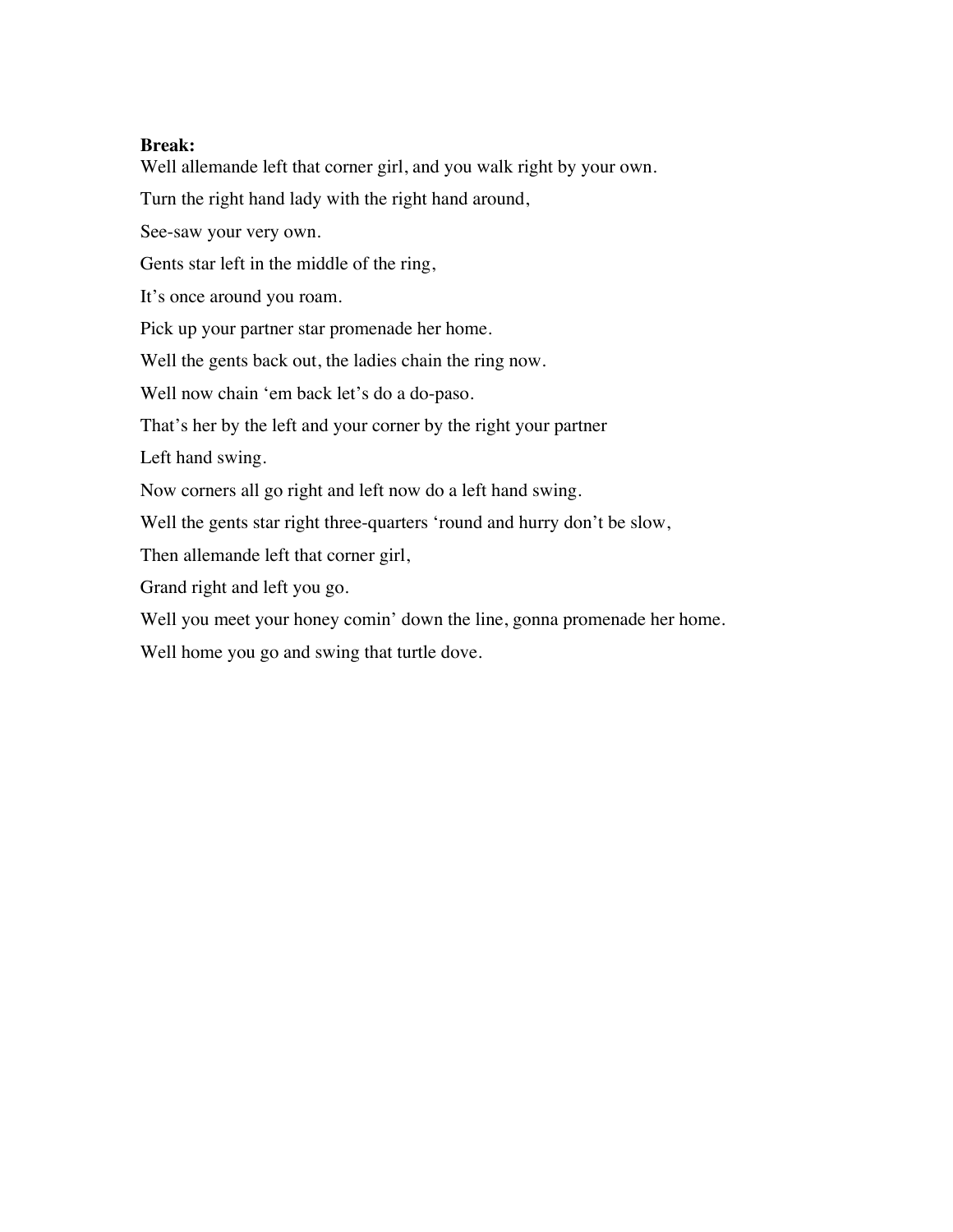**Break:**

Well allemande left that corner girl, and you walk right by your own.

Turn the right hand lady with the right hand around,

See-saw your very own.

Gents star left in the middle of the ring,

It's once around you roam.

Pick up your partner star promenade her home.

Well the gents back out, the ladies chain the ring now.

Well now chain 'em back let's do a do-paso.

That's her by the left and your corner by the right your partner

Left hand swing.

Now corners all go right and left now do a left hand swing.

Well the gents star right three-quarters 'round and hurry don't be slow,

Then allemande left that corner girl,

Grand right and left you go.

Well you meet your honey comin' down the line, gonna promenade her home.

Well home you go and swing that turtle dove.